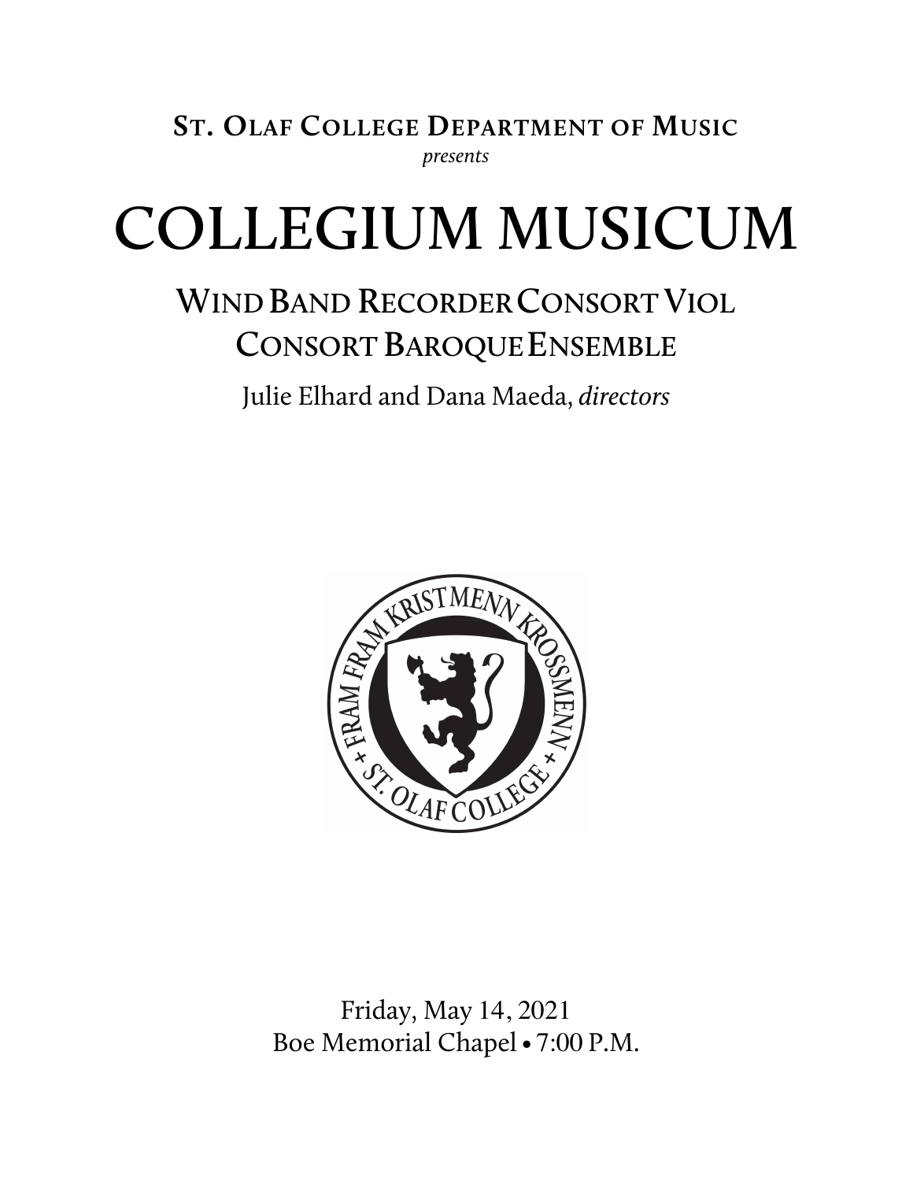**St. Olaf College Department of Music**

*presents*

# COLLEGIUM MUSICUM

## Wind Band Recorder Consort Viol Consort Baroque Ensemble

Julie Elhard and Dana Maeda, *directors*

FRAM FRAM KRISTMENN KROSSMENN • ST. OLAF COLLEGE

Friday, May 14, 2021
Boe Memorial Chapel • 7:00 P.M.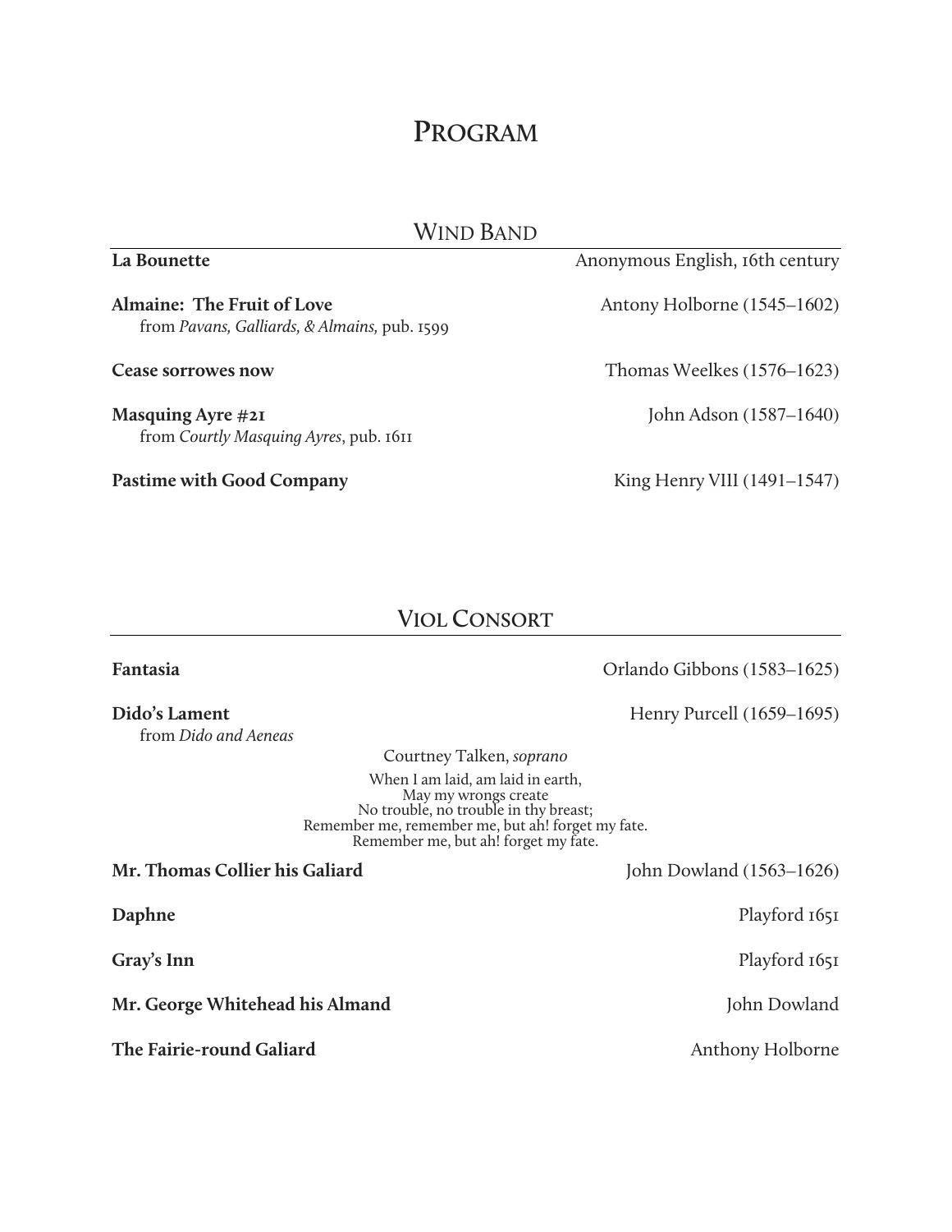# PROGRAM

## WIND BAND

**La Bounette** — Anonymous English, 16th century

**Almaine: The Fruit of Love** — Antony Holborne (1545–1602)
from *Pavans, Galliards, & Almains,* pub. 1599

**Cease sorrowes now** — Thomas Weelkes (1576–1623)

**Masquing Ayre #21** — John Adson (1587–1640)
from *Courtly Masquing Ayres*, pub. 1611

**Pastime with Good Company** — King Henry VIII (1491–1547)

## VIOL CONSORT

**Fantasia** — Orlando Gibbons (1583–1625)

**Dido's Lament** — Henry Purcell (1659–1695)
from *Dido and Aeneas*

Courtney Talken, *soprano*

When I am laid, am laid in earth,
May my wrongs create
No trouble, no trouble in thy breast;
Remember me, remember me, but ah! forget my fate.
Remember me, but ah! forget my fate.

**Mr. Thomas Collier his Galiard** — John Dowland (1563–1626)

**Daphne** — Playford 1651

**Gray's Inn** — Playford 1651

**Mr. George Whitehead his Almand** — John Dowland

**The Fairie-round Galiard** — Anthony Holborne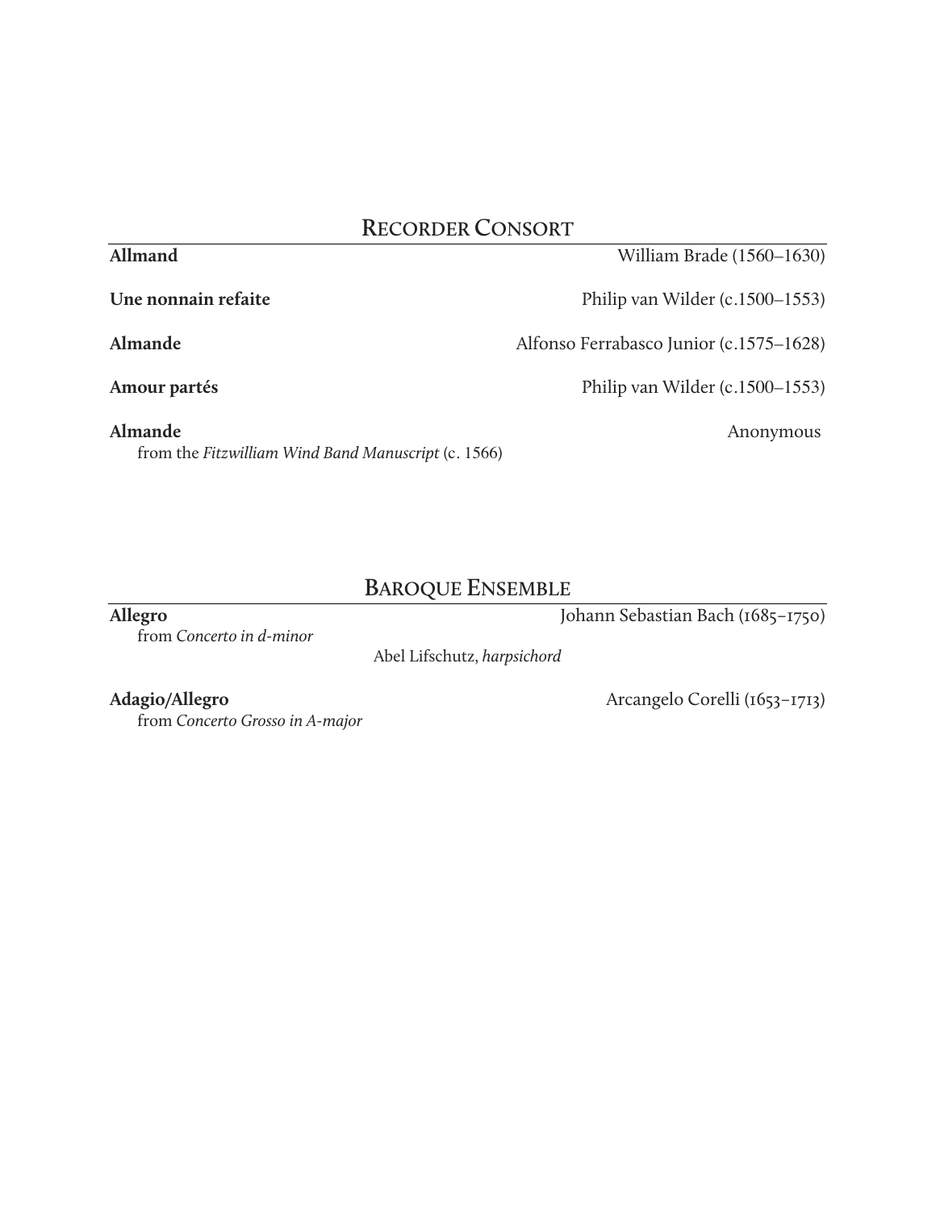## Recorder Consort

**Allmand** — William Brade (1560–1630)

**Une nonnain refaite** — Philip van Wilder (c.1500–1553)

**Almande** — Alfonso Ferrabasco Junior (c.1575–1628)

**Amour partés** — Philip van Wilder (c.1500–1553)

**Almande** — Anonymous
from the *Fitzwilliam Wind Band Manuscript* (c. 1566)

## Baroque Ensemble

**Allegro** — Johann Sebastian Bach (1685–1750)
from *Concerto in d-minor*

Abel Lifschutz, *harpsichord*

**Adagio/Allegro** — Arcangelo Corelli (1653–1713)
from *Concerto Grosso in A-major*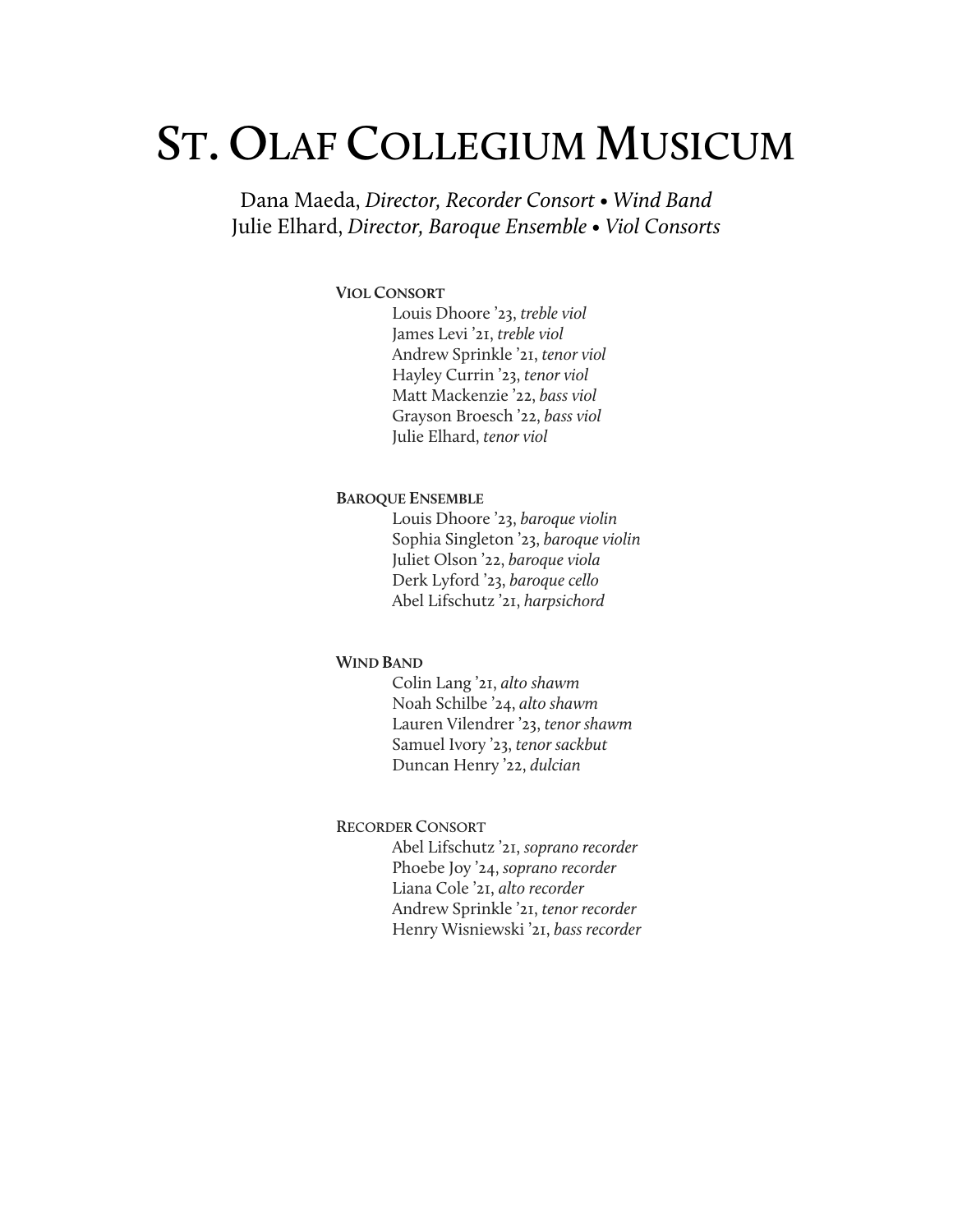# St. Olaf Collegium Musicum

Dana Maeda, *Director, Recorder Consort • Wind Band*
Julie Elhard, *Director, Baroque Ensemble • Viol Consorts*

**Viol Consort**

Louis Dhoore '23, *treble viol*
James Levi '21, *treble viol*
Andrew Sprinkle '21, *tenor viol*
Hayley Currin '23, *tenor viol*
Matt Mackenzie '22, *bass viol*
Grayson Broesch '22, *bass viol*
Julie Elhard, *tenor viol*

**Baroque Ensemble**

Louis Dhoore '23, *baroque violin*
Sophia Singleton '23, *baroque violin*
Juliet Olson '22, *baroque viola*
Derk Lyford '23, *baroque cello*
Abel Lifschutz '21, *harpsichord*

**Wind Band**

Colin Lang '21, *alto shawm*
Noah Schilbe '24, *alto shawm*
Lauren Vilendrer '23, *tenor shawm*
Samuel Ivory '23, *tenor sackbut*
Duncan Henry '22, *dulcian*

**Recorder Consort**

Abel Lifschutz '21, *soprano recorder*
Phoebe Joy '24, *soprano recorder*
Liana Cole '21, *alto recorder*
Andrew Sprinkle '21, *tenor recorder*
Henry Wisniewski '21, *bass recorder*